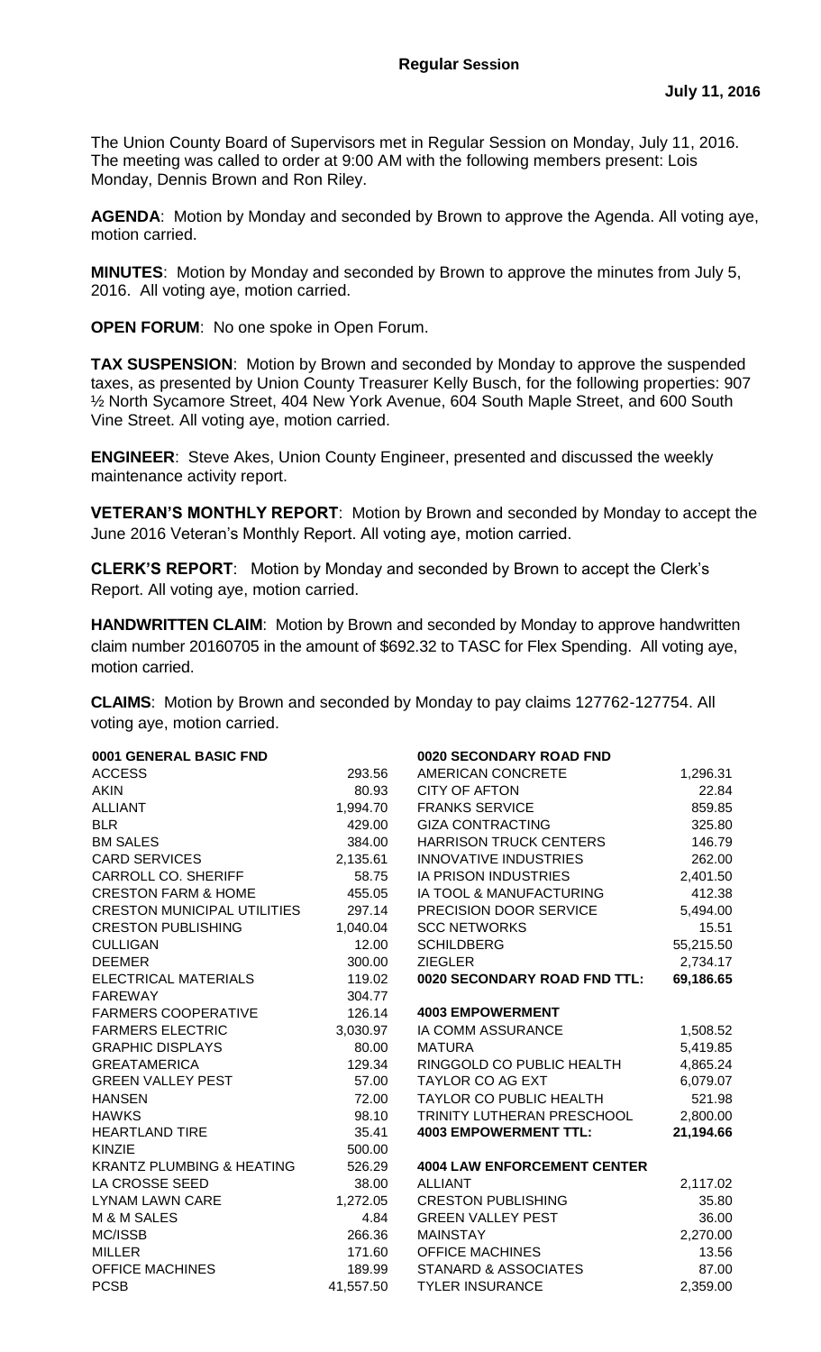**Regular Session**

**July 11, 2016**

The Union County Board of Supervisors met in Regular Session on Monday, July 11, 2016. The meeting was called to order at 9:00 AM with the following members present: Lois Monday, Dennis Brown and Ron Riley.

**AGENDA**: Motion by Monday and seconded by Brown to approve the Agenda. All voting aye, motion carried.

**MINUTES**: Motion by Monday and seconded by Brown to approve the minutes from July 5, 2016. All voting aye, motion carried.

**OPEN FORUM**: No one spoke in Open Forum.

**TAX SUSPENSION**: Motion by Brown and seconded by Monday to approve the suspended taxes, as presented by Union County Treasurer Kelly Busch, for the following properties: 907 ½ North Sycamore Street, 404 New York Avenue, 604 South Maple Street, and 600 South Vine Street. All voting aye, motion carried.

**ENGINEER**: Steve Akes, Union County Engineer, presented and discussed the weekly maintenance activity report.

**VETERAN'S MONTHLY REPORT**: Motion by Brown and seconded by Monday to accept the June 2016 Veteran's Monthly Report. All voting aye, motion carried.

**CLERK'S REPORT**: Motion by Monday and seconded by Brown to accept the Clerk's Report. All voting aye, motion carried.

**HANDWRITTEN CLAIM**: Motion by Brown and seconded by Monday to approve handwritten claim number 20160705 in the amount of $692.32 to TASC for Flex Spending. All voting aye, motion carried.

**CLAIMS**: Motion by Brown and seconded by Monday to pay claims 127762-127754. All voting aye, motion carried.

| **0001 GENERAL BASIC FND** | |
|---|---|
| ACCESS | 293.56 |
| AKIN | 80.93 |
| ALLIANT | 1,994.70 |
| BLR | 429.00 |
| BM SALES | 384.00 |
| CARD SERVICES | 2,135.61 |
| CARROLL CO. SHERIFF | 58.75 |
| CRESTON FARM & HOME | 455.05 |
| CRESTON MUNICIPAL UTILITIES | 297.14 |
| CRESTON PUBLISHING | 1,040.04 |
| CULLIGAN | 12.00 |
| DEEMER | 300.00 |
| ELECTRICAL MATERIALS | 119.02 |
| FAREWAY | 304.77 |
| FARMERS COOPERATIVE | 126.14 |
| FARMERS ELECTRIC | 3,030.97 |
| GRAPHIC DISPLAYS | 80.00 |
| GREATAMERICA | 129.34 |
| GREEN VALLEY PEST | 57.00 |
| HANSEN | 72.00 |
| HAWKS | 98.10 |
| HEARTLAND TIRE | 35.41 |
| KINZIE | 500.00 |
| KRANTZ PLUMBING & HEATING | 526.29 |
| LA CROSSE SEED | 38.00 |
| LYNAM LAWN CARE | 1,272.05 |
| M & M SALES | 4.84 |
| MC/ISSB | 266.36 |
| MILLER | 171.60 |
| OFFICE MACHINES | 189.99 |
| PCSB | 41,557.50 |

| **0020 SECONDARY ROAD FND** | |
|---|---|
| AMERICAN CONCRETE | 1,296.31 |
| CITY OF AFTON | 22.84 |
| FRANKS SERVICE | 859.85 |
| GIZA CONTRACTING | 325.80 |
| HARRISON TRUCK CENTERS | 146.79 |
| INNOVATIVE INDUSTRIES | 262.00 |
| IA PRISON INDUSTRIES | 2,401.50 |
| IA TOOL & MANUFACTURING | 412.38 |
| PRECISION DOOR SERVICE | 5,494.00 |
| SCC NETWORKS | 15.51 |
| SCHILDBERG | 55,215.50 |
| ZIEGLER | 2,734.17 |
| **0020 SECONDARY ROAD FND TTL:** | **69,186.65** |

| **4003 EMPOWERMENT** | |
|---|---|
| IA COMM ASSURANCE | 1,508.52 |
| MATURA | 5,419.85 |
| RINGGOLD CO PUBLIC HEALTH | 4,865.24 |
| TAYLOR CO AG EXT | 6,079.07 |
| TAYLOR CO PUBLIC HEALTH | 521.98 |
| TRINITY LUTHERAN PRESCHOOL | 2,800.00 |
| **4003 EMPOWERMENT TTL:** | **21,194.66** |

| **4004 LAW ENFORCEMENT CENTER** | |
|---|---|
| ALLIANT | 2,117.02 |
| CRESTON PUBLISHING | 35.80 |
| GREEN VALLEY PEST | 36.00 |
| MAINSTAY | 2,270.00 |
| OFFICE MACHINES | 13.56 |
| STANARD & ASSOCIATES | 87.00 |
| TYLER INSURANCE | 2,359.00 |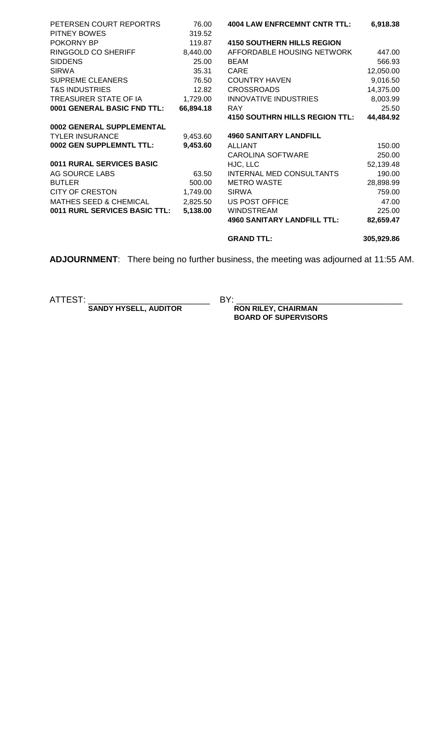| | |
|---|---|
| PETERSEN COURT REPORTRS | 76.00 |
| PITNEY BOWES | 319.52 |
| POKORNY BP | 119.87 |
| RINGGOLD CO SHERIFF | 8,440.00 |
| SIDDENS | 25.00 |
| SIRWA | 35.31 |
| SUPREME CLEANERS | 76.50 |
| T&S INDUSTRIES | 12.82 |
| TREASURER STATE OF IA | 1,729.00 |
| **0001 GENERAL BASIC FND TTL:** | **66,894.18** |
| | |
| **0002 GENERAL SUPPLEMENTAL** | |
| TYLER INSURANCE | 9,453.60 |
| **0002 GEN SUPPLEMNTL TTL:** | **9,453.60** |
| | |
| **0011 RURAL SERVICES BASIC** | |
| AG SOURCE LABS | 63.50 |
| BUTLER | 500.00 |
| CITY OF CRESTON | 1,749.00 |
| MATHES SEED & CHEMICAL | 2,825.50 |
| **0011 RURL SERVICES BASIC TTL:** | **5,138.00** |
| **4004 LAW ENFRCEMNT CNTR TTL:** | **6,918.38** |
| | |
| **4150 SOUTHERN HILLS REGION** | |
| AFFORDABLE HOUSING NETWORK | 447.00 |
| BEAM | 566.93 |
| CARE | 12,050.00 |
| COUNTRY HAVEN | 9,016.50 |
| CROSSROADS | 14,375.00 |
| INNOVATIVE INDUSTRIES | 8,003.99 |
| RAY | 25.50 |
| **4150 SOUTHRN HILLS REGION TTL:** | **44,484.92** |
| | |
| **4960 SANITARY LANDFILL** | |
| ALLIANT | 150.00 |
| CAROLINA SOFTWARE | 250.00 |
| HJC, LLC | 52,139.48 |
| INTERNAL MED CONSULTANTS | 190.00 |
| METRO WASTE | 28,898.99 |
| SIRWA | 759.00 |
| US POST OFFICE | 47.00 |
| WINDSTREAM | 225.00 |
| **4960 SANITARY LANDFILL TTL:** | **82,659.47** |
| | |
| **GRAND TTL:** | **305,929.86** |

**ADJOURNMENT**: There being no further business, the meeting was adjourned at 11:55 AM.

ATTEST: \_\_\_\_\_\_\_\_\_\_\_\_\_\_\_\_\_\_\_\_\_\_\_\_\_\_
**SANDY HYSELL, AUDITOR**

BY: \_\_\_\_\_\_\_\_\_\_\_\_\_\_\_\_\_\_\_\_\_\_\_\_\_\_\_\_\_\_\_\_\_\_\_\_
**RON RILEY, CHAIRMAN**
**BOARD OF SUPERVISORS**